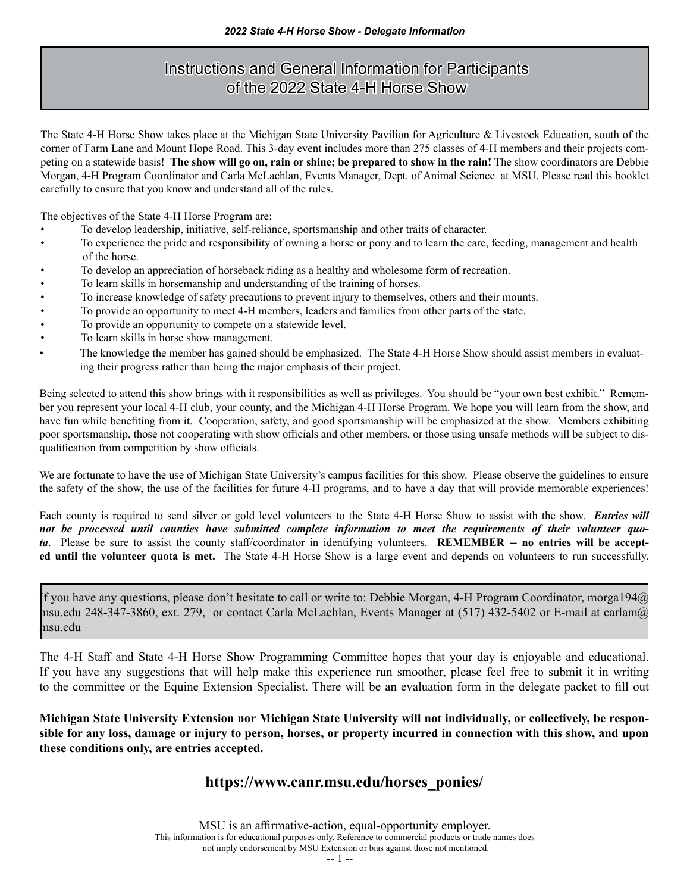# Instructions and General Information for Participants of the 2022 State 4-H Horse Show

The State 4-H Horse Show takes place at the Michigan State University Pavilion for Agriculture & Livestock Education, south of the corner of Farm Lane and Mount Hope Road. This 3-day event includes more than 275 classes of 4-H members and their projects competing on a statewide basis! **The show will go on, rain or shine; be prepared to show in the rain!** The show coordinators are Debbie Morgan, 4-H Program Coordinator and Carla McLachlan, Events Manager, Dept. of Animal Science at MSU. Please read this booklet carefully to ensure that you know and understand all of the rules.

The objectives of the State 4-H Horse Program are:

- To develop leadership, initiative, self-reliance, sportsmanship and other traits of character.
- To experience the pride and responsibility of owning a horse or pony and to learn the care, feeding, management and health of the horse.
- To develop an appreciation of horseback riding as a healthy and wholesome form of recreation.
- To learn skills in horsemanship and understanding of the training of horses.
- To increase knowledge of safety precautions to prevent injury to themselves, others and their mounts.
- To provide an opportunity to meet 4-H members, leaders and families from other parts of the state.
- To provide an opportunity to compete on a statewide level.
- To learn skills in horse show management.
- The knowledge the member has gained should be emphasized. The State 4-H Horse Show should assist members in evaluating their progress rather than being the major emphasis of their project.

Being selected to attend this show brings with it responsibilities as well as privileges. You should be "your own best exhibit." Remember you represent your local 4-H club, your county, and the Michigan 4-H Horse Program. We hope you will learn from the show, and have fun while benefiting from it. Cooperation, safety, and good sportsmanship will be emphasized at the show. Members exhibiting poor sportsmanship, those not cooperating with show officials and other members, or those using unsafe methods will be subject to disqualification from competition by show officials.

We are fortunate to have the use of Michigan State University's campus facilities for this show. Please observe the guidelines to ensure the safety of the show, the use of the facilities for future 4-H programs, and to have a day that will provide memorable experiences!

Each county is required to send silver or gold level volunteers to the State 4-H Horse Show to assist with the show. ***Entries will not be processed until counties have submitted complete information to meet the requirements of their volunteer quota***. Please be sure to assist the county staff/coordinator in identifying volunteers. **REMEMBER -- no entries will be accepted until the volunteer quota is met.** The State 4-H Horse Show is a large event and depends on volunteers to run successfully.

If you have any questions, please don't hesitate to call or write to: Debbie Morgan, 4-H Program Coordinator, morga194@msu.edu 248-347-3860, ext. 279, or contact Carla McLachlan, Events Manager at (517) 432-5402 or E-mail at carlam@msu.edu

The 4-H Staff and State 4-H Horse Show Programming Committee hopes that your day is enjoyable and educational. If you have any suggestions that will help make this experience run smoother, please feel free to submit it in writing to the committee or the Equine Extension Specialist. There will be an evaluation form in the delegate packet to fill out

**Michigan State University Extension nor Michigan State University will not individually, or collectively, be responsible for any loss, damage or injury to person, horses, or property incurred in connection with this show, and upon these conditions only, are entries accepted.**

## https://www.canr.msu.edu/horses_ponies/

MSU is an affirmative-action, equal-opportunity employer.

This information is for educational purposes only. Reference to commercial products or trade names does not imply endorsement by MSU Extension or bias against those not mentioned.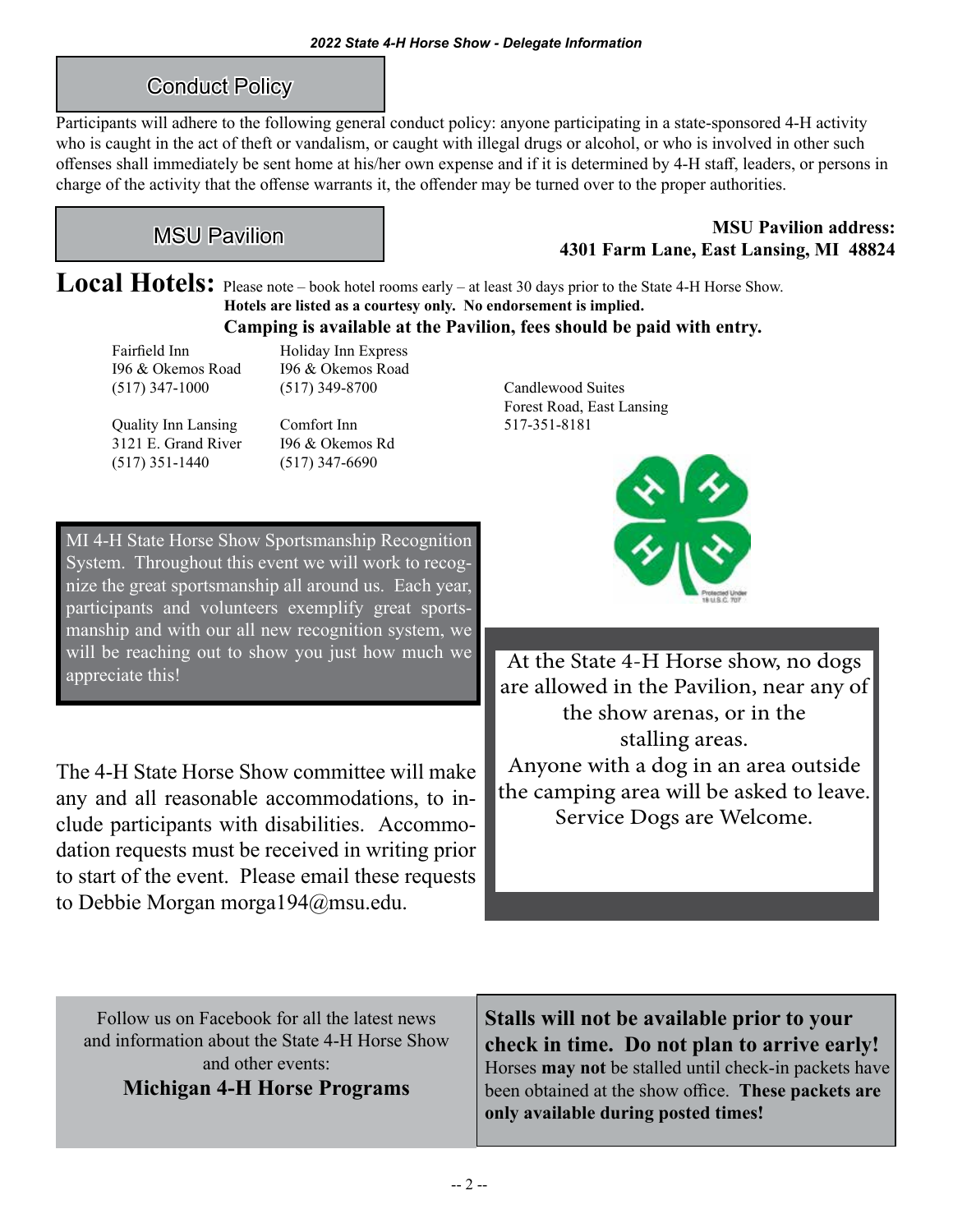## Conduct Policy

Participants will adhere to the following general conduct policy: anyone participating in a state-sponsored 4-H activity who is caught in the act of theft or vandalism, or caught with illegal drugs or alcohol, or who is involved in other such offenses shall immediately be sent home at his/her own expense and if it is determined by 4-H staff, leaders, or persons in charge of the activity that the offense warrants it, the offender may be turned over to the proper authorities.

## MSU Pavilion

**MSU Pavilion address:**
**4301 Farm Lane, East Lansing, MI 48824**

## Local Hotels:

Please note – book hotel rooms early – at least 30 days prior to the State 4-H Horse Show.
**Hotels are listed as a courtesy only. No endorsement is implied.**
**Camping is available at the Pavilion, fees should be paid with entry.**

Fairfield Inn
I96 & Okemos Road
(517) 347-1000

Holiday Inn Express
I96 & Okemos Road
(517) 349-8700

Quality Inn Lansing
3121 E. Grand River
(517) 351-1440

Comfort Inn
I96 & Okemos Rd
(517) 347-6690

Candlewood Suites
Forest Road, East Lansing
517-351-8181

MI 4-H State Horse Show Sportsmanship Recognition System. Throughout this event we will work to recognize the great sportsmanship all around us. Each year, participants and volunteers exemplify great sportsmanship and with our all new recognition system, we will be reaching out to show you just how much we appreciate this!

At the State 4-H Horse show, no dogs are allowed in the Pavilion, near any of the show arenas, or in the stalling areas.
Anyone with a dog in an area outside the camping area will be asked to leave.
Service Dogs are Welcome.

The 4-H State Horse Show committee will make any and all reasonable accommodations, to include participants with disabilities. Accommodation requests must be received in writing prior to start of the event. Please email these requests to Debbie Morgan morga194@msu.edu.

Follow us on Facebook for all the latest news and information about the State 4-H Horse Show and other events:
**Michigan 4-H Horse Programs**

**Stalls will not be available prior to your check in time. Do not plan to arrive early!**
Horses **may not** be stalled until check-in packets have been obtained at the show office. **These packets are only available during posted times!**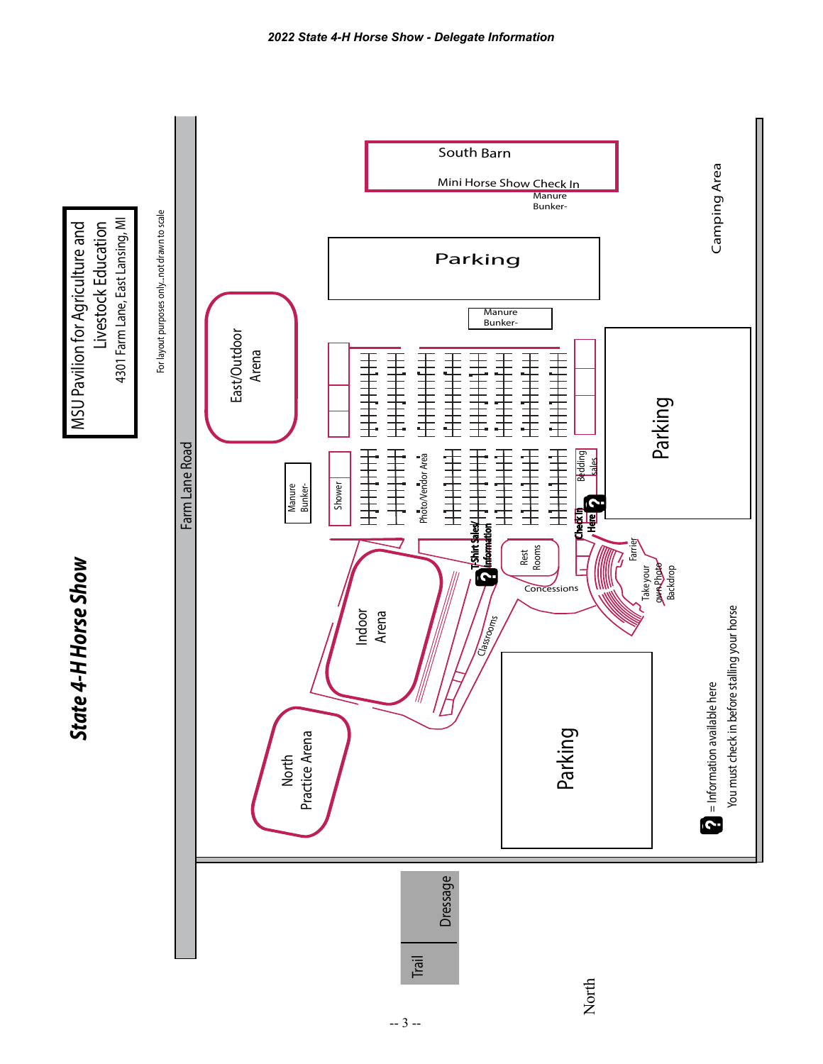# State 4-H Horse Show

**MSU Pavilion for Agriculture and Livestock Education**
4301 Farm Lane, East Lansing, MI

For layout purposes only...not drawn to scale

Farm Lane Road

South Barn

Mini Horse Show Check In

Manure Bunker-

Parking

Manure Bunker-

Camping Area

East/Outdoor Arena

Parking

Manure Bunker-

Shower

Photo/Vendor Area

Bedding sales

Check In Here

T-Shirt Sales/ Information

Rest Rooms

Concessions

Farrier

Take your own Photo Backdrop

Indoor Arena

Classrooms

North Practice Arena

Parking

= Information available here

You must check in before stalling your horse

Trail

Dressage

North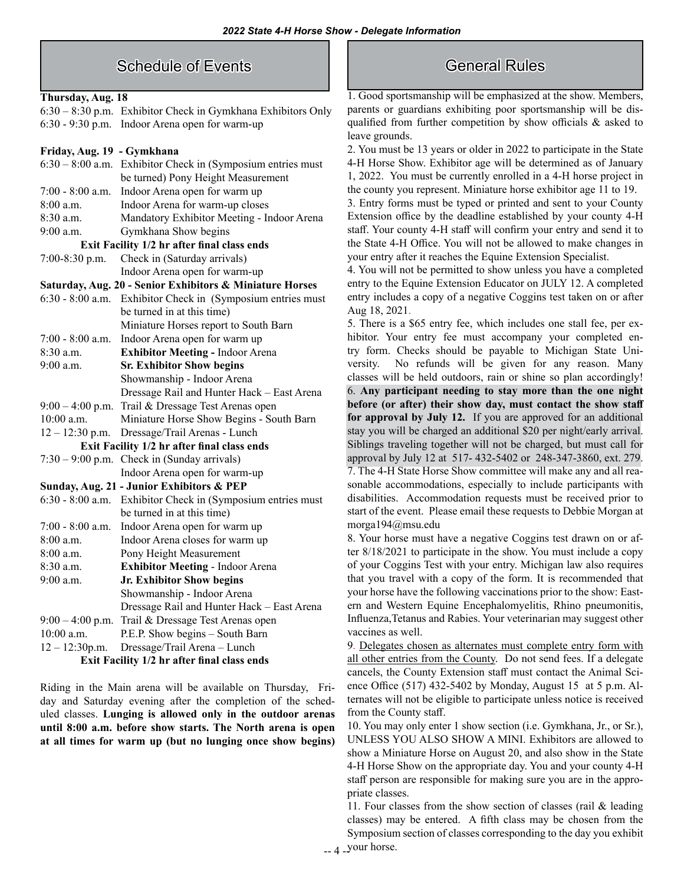## Schedule of Events

**Thursday, Aug. 18**

| | |
|---|---|
| 6:30 – 8:30 p.m. | Exhibitor Check in Gymkhana Exhibitors Only |
| 6:30 - 9:30 p.m. | Indoor Arena open for warm-up |

**Friday, Aug. 19 - Gymkhana**

| | |
|---|---|
| 6:30 – 8:00 a.m. | Exhibitor Check in (Symposium entries must be turned) Pony Height Measurement |
| 7:00 - 8:00 a.m. | Indoor Arena open for warm up |
| 8:00 a.m. | Indoor Arena for warm-up closes |
| 8:30 a.m. | Mandatory Exhibitor Meeting - Indoor Arena |
| 9:00 a.m. | Gymkhana Show begins |
| | **Exit Facility 1/2 hr after final class ends** |
| 7:00-8:30 p.m. | Check in (Saturday arrivals) Indoor Arena open for warm-up |

**Saturday, Aug. 20 - Senior Exhibitors & Miniature Horses**

| | |
|---|---|
| 6:30 - 8:00 a.m. | Exhibitor Check in (Symposium entries must be turned in at this time) Miniature Horses report to South Barn |
| 7:00 - 8:00 a.m. | Indoor Arena open for warm up |
| 8:30 a.m. | **Exhibitor Meeting -** Indoor Arena |
| 9:00 a.m. | **Sr. Exhibitor Show begins** Showmanship - Indoor Arena Dressage Rail and Hunter Hack – East Arena |
| 9:00 – 4:00 p.m. | Trail & Dressage Test Arenas open |
| 10:00 a.m. | Miniature Horse Show Begins - South Barn |
| 12 – 12:30 p.m. | Dressage/Trail Arenas - Lunch |
| | **Exit Facility 1/2 hr after final class ends** |
| 7:30 – 9:00 p.m. | Check in (Sunday arrivals) Indoor Arena open for warm-up |

**Sunday, Aug. 21 - Junior Exhibitors & PEP**

| | |
|---|---|
| 6:30 - 8:00 a.m. | Exhibitor Check in (Symposium entries must be turned in at this time) |
| 7:00 - 8:00 a.m. | Indoor Arena open for warm up |
| 8:00 a.m. | Indoor Arena closes for warm up |
| 8:00 a.m. | Pony Height Measurement |
| 8:30 a.m. | **Exhibitor Meeting** - Indoor Arena |
| 9:00 a.m. | **Jr. Exhibitor Show begins** Showmanship - Indoor Arena Dressage Rail and Hunter Hack – East Arena |
| 9:00 – 4:00 p.m. | Trail & Dressage Test Arenas open |
| 10:00 a.m. | P.E.P. Show begins – South Barn |
| 12 – 12:30p.m. | Dressage/Trail Arena – Lunch |
| | **Exit Facility 1/2 hr after final class ends** |

Riding in the Main arena will be available on Thursday, Friday and Saturday evening after the completion of the scheduled classes. **Lunging is allowed only in the outdoor arenas until 8:00 a.m. before show starts. The North arena is open at all times for warm up (but no lunging once show begins)**

## General Rules

1. Good sportsmanship will be emphasized at the show. Members, parents or guardians exhibiting poor sportsmanship will be disqualified from further competition by show officials & asked to leave grounds.

2. You must be 13 years or older in 2022 to participate in the State 4-H Horse Show. Exhibitor age will be determined as of January 1, 2022. You must be currently enrolled in a 4-H horse project in the county you represent. Miniature horse exhibitor age 11 to 19.

3. Entry forms must be typed or printed and sent to your County Extension office by the deadline established by your county 4-H staff. Your county 4-H staff will confirm your entry and send it to the State 4-H Office. You will not be allowed to make changes in your entry after it reaches the Equine Extension Specialist.

4. You will not be permitted to show unless you have a completed entry to the Equine Extension Educator on JULY 12. A completed entry includes a copy of a negative Coggins test taken on or after Aug 18, 2021.

5. There is a $65 entry fee, which includes one stall fee, per exhibitor. Your entry fee must accompany your completed entry form. Checks should be payable to Michigan State University. No refunds will be given for any reason. Many classes will be held outdoors, rain or shine so plan accordingly!

6. **Any participant needing to stay more than the one night before (or after) their show day, must contact the show staff for approval by July 12.** If you are approved for an additional stay you will be charged an additional $20 per night/early arrival. Siblings traveling together will not be charged, but must call for approval by July 12 at 517- 432-5402 or 248-347-3860, ext. 279.

7. The 4-H State Horse Show committee will make any and all reasonable accommodations, especially to include participants with disabilities. Accommodation requests must be received prior to start of the event. Please email these requests to Debbie Morgan at morga194@msu.edu

8. Your horse must have a negative Coggins test drawn on or after 8/18/2021 to participate in the show. You must include a copy of your Coggins Test with your entry. Michigan law also requires that you travel with a copy of the form. It is recommended that your horse have the following vaccinations prior to the show: Eastern and Western Equine Encephalomyelitis, Rhino pneumonitis, Influenza,Tetanus and Rabies. Your veterinarian may suggest other vaccines as well.

9. Delegates chosen as alternates must complete entry form with all other entries from the County. Do not send fees. If a delegate cancels, the County Extension staff must contact the Animal Science Office (517) 432-5402 by Monday, August 15 at 5 p.m. Alternates will not be eligible to participate unless notice is received from the County staff.

10. You may only enter 1 show section (i.e. Gymkhana, Jr., or Sr.), UNLESS YOU ALSO SHOW A MINI. Exhibitors are allowed to show a Miniature Horse on August 20, and also show in the State 4-H Horse Show on the appropriate day. You and your county 4-H staff person are responsible for making sure you are in the appropriate classes.

11. Four classes from the show section of classes (rail & leading classes) may be entered. A fifth class may be chosen from the Symposium section of classes corresponding to the day you exhibit your horse.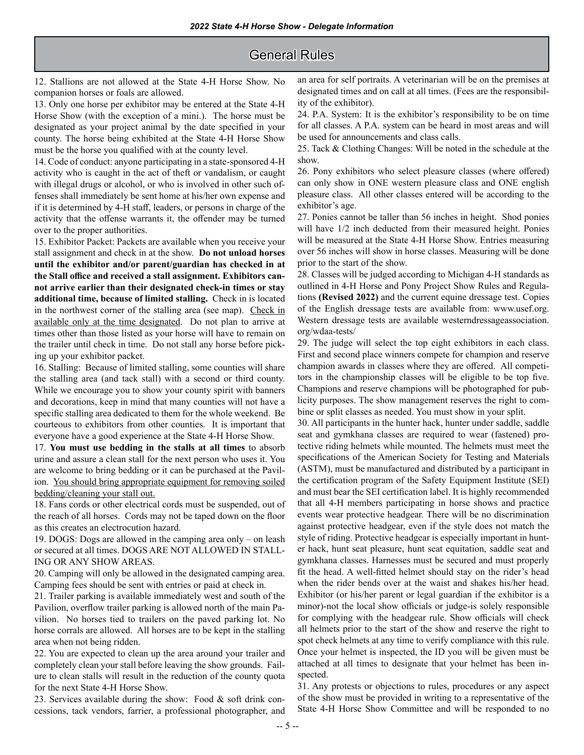# General Rules

12. Stallions are not allowed at the State 4-H Horse Show. No companion horses or foals are allowed.

13. Only one horse per exhibitor may be entered at the State 4-H Horse Show (with the exception of a mini.). The horse must be designated as your project animal by the date specified in your county. The horse being exhibited at the State 4-H Horse Show must be the horse you qualified with at the county level.

14. Code of conduct: anyone participating in a state-sponsored 4-H activity who is caught in the act of theft or vandalism, or caught with illegal drugs or alcohol, or who is involved in other such offenses shall immediately be sent home at his/her own expense and if it is determined by 4-H staff, leaders, or persons in charge of the activity that the offense warrants it, the offender may be turned over to the proper authorities.

15. Exhibitor Packet: Packets are available when you receive your stall assignment and check in at the show. **Do not unload horses until the exhibitor and/or parent/guardian has checked in at the Stall office and received a stall assignment. Exhibitors cannot arrive earlier than their designated check-in times or stay additional time, because of limited stalling.** Check in is located in the northwest corner of the stalling area (see map). <u>Check in available only at the time designated</u>. Do not plan to arrive at times other than those listed as your horse will have to remain on the trailer until check in time. Do not stall any horse before picking up your exhibitor packet.

16. Stalling: Because of limited stalling, some counties will share the stalling area (and tack stall) with a second or third county. While we encourage you to show your county spirit with banners and decorations, keep in mind that many counties will not have a specific stalling area dedicated to them for the whole weekend. Be courteous to exhibitors from other counties. It is important that everyone have a good experience at the State 4-H Horse Show.

17. **You must use bedding in the stalls at all times** to absorb urine and assure a clean stall for the next person who uses it. You are welcome to bring bedding or it can be purchased at the Pavilion. <u>You should bring appropriate equipment for removing soiled bedding/cleaning your stall out.</u>

18. Fans cords or other electrical cords must be suspended, out of the reach of all horses. Cords may not be taped down on the floor as this creates an electrocution hazard.

19. DOGS: Dogs are allowed in the camping area only – on leash or secured at all times. DOGS ARE NOT ALLOWED IN STALLING OR ANY SHOW AREAS.

20. Camping will only be allowed in the designated camping area. Camping fees should be sent with entries or paid at check in.

21. Trailer parking is available immediately west and south of the Pavilion, overflow trailer parking is allowed north of the main Pavilion. No horses tied to trailers on the paved parking lot. No horse corrals are allowed. All horses are to be kept in the stalling area when not being ridden.

22. You are expected to clean up the area around your trailer and completely clean your stall before leaving the show grounds. Failure to clean stalls will result in the reduction of the county quota for the next State 4-H Horse Show.

23. Services available during the show: Food & soft drink concessions, tack vendors, farrier, a professional photographer, and an area for self portraits. A veterinarian will be on the premises at designated times and on call at all times. (Fees are the responsibility of the exhibitor).

24. P.A. System: It is the exhibitor's responsibility to be on time for all classes. A P.A. system can be heard in most areas and will be used for announcements and class calls.

25. Tack & Clothing Changes: Will be noted in the schedule at the show.

26. Pony exhibitors who select pleasure classes (where offered) can only show in ONE western pleasure class and ONE english pleasure class. All other classes entered will be according to the exhibitor's age.

27. Ponies cannot be taller than 56 inches in height. Shod ponies will have 1/2 inch deducted from their measured height. Ponies will be measured at the State 4-H Horse Show. Entries measuring over 56 inches will show in horse classes. Measuring will be done prior to the start of the show.

28. Classes will be judged according to Michigan 4-H standards as outlined in 4-H Horse and Pony Project Show Rules and Regulations **(Revised 2022)** and the current equine dressage test. Copies of the English dressage tests are available from: www.usef.org. Western dressage tests are available westerndressageassociation.org/wdaa-tests/

29. The judge will select the top eight exhibitors in each class. First and second place winners compete for champion and reserve champion awards in classes where they are offered. All competitors in the championship classes will be eligible to be top five. Champions and reserve champions will be photographed for publicity purposes. The show management reserves the right to combine or split classes as needed. You must show in your split.

30. All participants in the hunter hack, hunter under saddle, saddle seat and gymkhana classes are required to wear (fastened) protective riding helmets while mounted. The helmets must meet the specifications of the American Society for Testing and Materials (ASTM), must be manufactured and distributed by a participant in the certification program of the Safety Equipment Institute (SEI) and must bear the SEI certification label. It is highly recommended that all 4-H members participating in horse shows and practice events wear protective headgear. There will be no discrimination against protective headgear, even if the style does not match the style of riding. Protective headgear is especially important in hunter hack, hunt seat pleasure, hunt seat equitation, saddle seat and gymkhana classes. Harnesses must be secured and must properly fit the head. A well-fitted helmet should stay on the rider's head when the rider bends over at the waist and shakes his/her head. Exhibitor (or his/her parent or legal guardian if the exhibitor is a minor)-not the local show officials or judge-is solely responsible for complying with the headgear rule. Show officials will check all helmets prior to the start of the show and reserve the right to spot check helmets at any time to verify compliance with this rule. Once your helmet is inspected, the ID you will be given must be attached at all times to designate that your helmet has been inspected.

31. Any protests or objections to rules, procedures or any aspect of the show must be provided in writing to a representative of the State 4-H Horse Show Committee and will be responded to no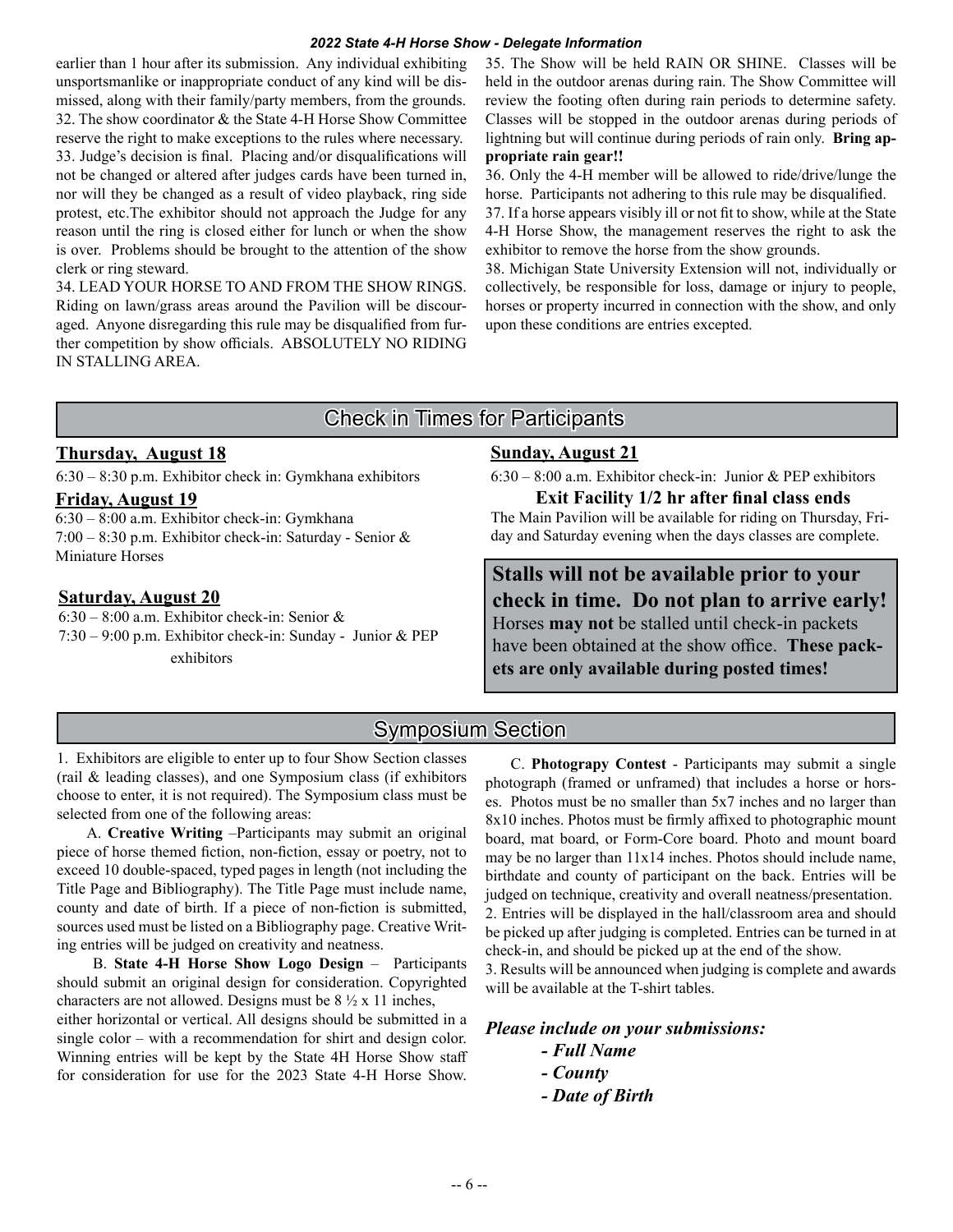earlier than 1 hour after its submission. Any individual exhibiting unsportsmanlike or inappropriate conduct of any kind will be dismissed, along with their family/party members, from the grounds.

32. The show coordinator & the State 4-H Horse Show Committee reserve the right to make exceptions to the rules where necessary.

33. Judge's decision is final. Placing and/or disqualifications will not be changed or altered after judges cards have been turned in, nor will they be changed as a result of video playback, ring side protest, etc.The exhibitor should not approach the Judge for any reason until the ring is closed either for lunch or when the show is over. Problems should be brought to the attention of the show clerk or ring steward.

34. LEAD YOUR HORSE TO AND FROM THE SHOW RINGS. Riding on lawn/grass areas around the Pavilion will be discouraged. Anyone disregarding this rule may be disqualified from further competition by show officials. ABSOLUTELY NO RIDING IN STALLING AREA.

35. The Show will be held RAIN OR SHINE. Classes will be held in the outdoor arenas during rain. The Show Committee will review the footing often during rain periods to determine safety. Classes will be stopped in the outdoor arenas during periods of lightning but will continue during periods of rain only. **Bring appropriate rain gear!!**

36. Only the 4-H member will be allowed to ride/drive/lunge the horse. Participants not adhering to this rule may be disqualified.

37. If a horse appears visibly ill or not fit to show, while at the State 4-H Horse Show, the management reserves the right to ask the exhibitor to remove the horse from the show grounds.

38. Michigan State University Extension will not, individually or collectively, be responsible for loss, damage or injury to people, horses or property incurred in connection with the show, and only upon these conditions are entries excepted.

## Check in Times for Participants

**Thursday, August 18**

6:30 – 8:30 p.m. Exhibitor check in: Gymkhana exhibitors

**Friday, August 19**

6:30 – 8:00 a.m. Exhibitor check-in: Gymkhana
7:00 – 8:30 p.m. Exhibitor check-in: Saturday - Senior & Miniature Horses

**Saturday, August 20**

6:30 – 8:00 a.m. Exhibitor check-in: Senior &
7:30 – 9:00 p.m. Exhibitor check-in: Sunday - Junior & PEP exhibitors

**Sunday, August 21**

6:30 – 8:00 a.m. Exhibitor check-in: Junior & PEP exhibitors

**Exit Facility 1/2 hr after final class ends**

The Main Pavilion will be available for riding on Thursday, Friday and Saturday evening when the days classes are complete.

**Stalls will not be available prior to your check in time. Do not plan to arrive early!** Horses **may not** be stalled until check-in packets have been obtained at the show office. **These packets are only available during posted times!**

## Symposium Section

1. Exhibitors are eligible to enter up to four Show Section classes (rail & leading classes), and one Symposium class (if exhibitors choose to enter, it is not required). The Symposium class must be selected from one of the following areas:

A. **Creative Writing** –Participants may submit an original piece of horse themed fiction, non-fiction, essay or poetry, not to exceed 10 double-spaced, typed pages in length (not including the Title Page and Bibliography). The Title Page must include name, county and date of birth. If a piece of non-fiction is submitted, sources used must be listed on a Bibliography page. Creative Writing entries will be judged on creativity and neatness.

B. **State 4-H Horse Show Logo Design** – Participants should submit an original design for consideration. Copyrighted characters are not allowed. Designs must be 8 ½ x 11 inches, either horizontal or vertical. All designs should be submitted in a single color – with a recommendation for shirt and design color. Winning entries will be kept by the State 4H Horse Show staff for consideration for use for the 2023 State 4-H Horse Show.

C. **Photograpy Contest** - Participants may submit a single photograph (framed or unframed) that includes a horse or horses. Photos must be no smaller than 5x7 inches and no larger than 8x10 inches. Photos must be firmly affixed to photographic mount board, mat board, or Form-Core board. Photo and mount board may be no larger than 11x14 inches. Photos should include name, birthdate and county of participant on the back. Entries will be judged on technique, creativity and overall neatness/presentation.

2. Entries will be displayed in the hall/classroom area and should be picked up after judging is completed. Entries can be turned in at check-in, and should be picked up at the end of the show.

3. Results will be announced when judging is complete and awards will be available at the T-shirt tables.

***Please include on your submissions:***

- ***Full Name***
- ***County***
- ***Date of Birth***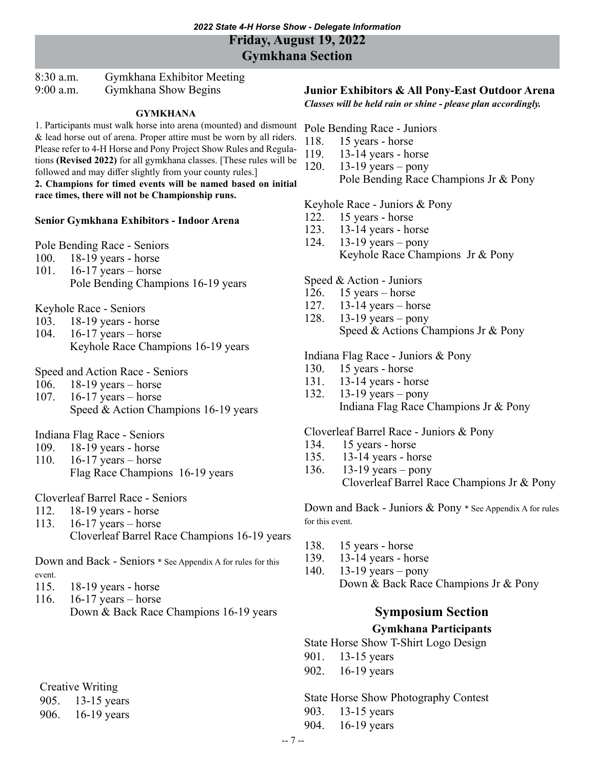# Friday, August 19, 2022
# Gymkhana Section

8:30 a.m. Gymkhana Exhibitor Meeting
9:00 a.m. Gymkhana Show Begins

### GYMKHANA

1. Participants must walk horse into arena (mounted) and dismount & lead horse out of arena. Proper attire must be worn by all riders. Please refer to 4-H Horse and Pony Project Show Rules and Regulations **(Revised 2022)** for all gymkhana classes. [These rules will be followed and may differ slightly from your county rules.]

**2. Champions for timed events will be named based on initial race times, there will not be Championship runs.**

### Senior Gymkhana Exhibitors - Indoor Arena

Pole Bending Race - Seniors
100. 18-19 years - horse
101. 16-17 years – horse
Pole Bending Champions 16-19 years

Keyhole Race - Seniors
103. 18-19 years - horse
104. 16-17 years – horse
Keyhole Race Champions 16-19 years

Speed and Action Race - Seniors
106. 18-19 years – horse
107. 16-17 years – horse
Speed & Action Champions 16-19 years

Indiana Flag Race - Seniors
109. 18-19 years - horse
110. 16-17 years – horse
Flag Race Champions 16-19 years

Cloverleaf Barrel Race - Seniors
112. 18-19 years - horse
113. 16-17 years – horse
Cloverleaf Barrel Race Champions 16-19 years

Down and Back - Seniors * See Appendix A for rules for this event.
115. 18-19 years - horse
116. 16-17 years – horse
Down & Back Race Champions 16-19 years

Creative Writing
905. 13-15 years
906. 16-19 years

### Junior Exhibitors & All Pony-East Outdoor Arena

*Classes will be held rain or shine - please plan accordingly.*

Pole Bending Race - Juniors
118. 15 years - horse
119. 13-14 years - horse
120. 13-19 years – pony
Pole Bending Race Champions Jr & Pony

Keyhole Race - Juniors & Pony
122. 15 years - horse
123. 13-14 years - horse
124. 13-19 years – pony
Keyhole Race Champions Jr & Pony

Speed & Action - Juniors
126. 15 years – horse
127. 13-14 years – horse
128. 13-19 years – pony
Speed & Actions Champions Jr & Pony

Indiana Flag Race - Juniors & Pony
130. 15 years - horse
131. 13-14 years - horse
132. 13-19 years – pony
Indiana Flag Race Champions Jr & Pony

Cloverleaf Barrel Race - Juniors & Pony
134. 15 years - horse
135. 13-14 years - horse
136. 13-19 years – pony
Cloverleaf Barrel Race Champions Jr & Pony

Down and Back - Juniors & Pony * See Appendix A for rules for this event.
138. 15 years - horse
139. 13-14 years - horse
140. 13-19 years – pony
Down & Back Race Champions Jr & Pony

## Symposium Section

### Gymkhana Participants

State Horse Show T-Shirt Logo Design
901. 13-15 years
902. 16-19 years

State Horse Show Photography Contest
903. 13-15 years
904. 16-19 years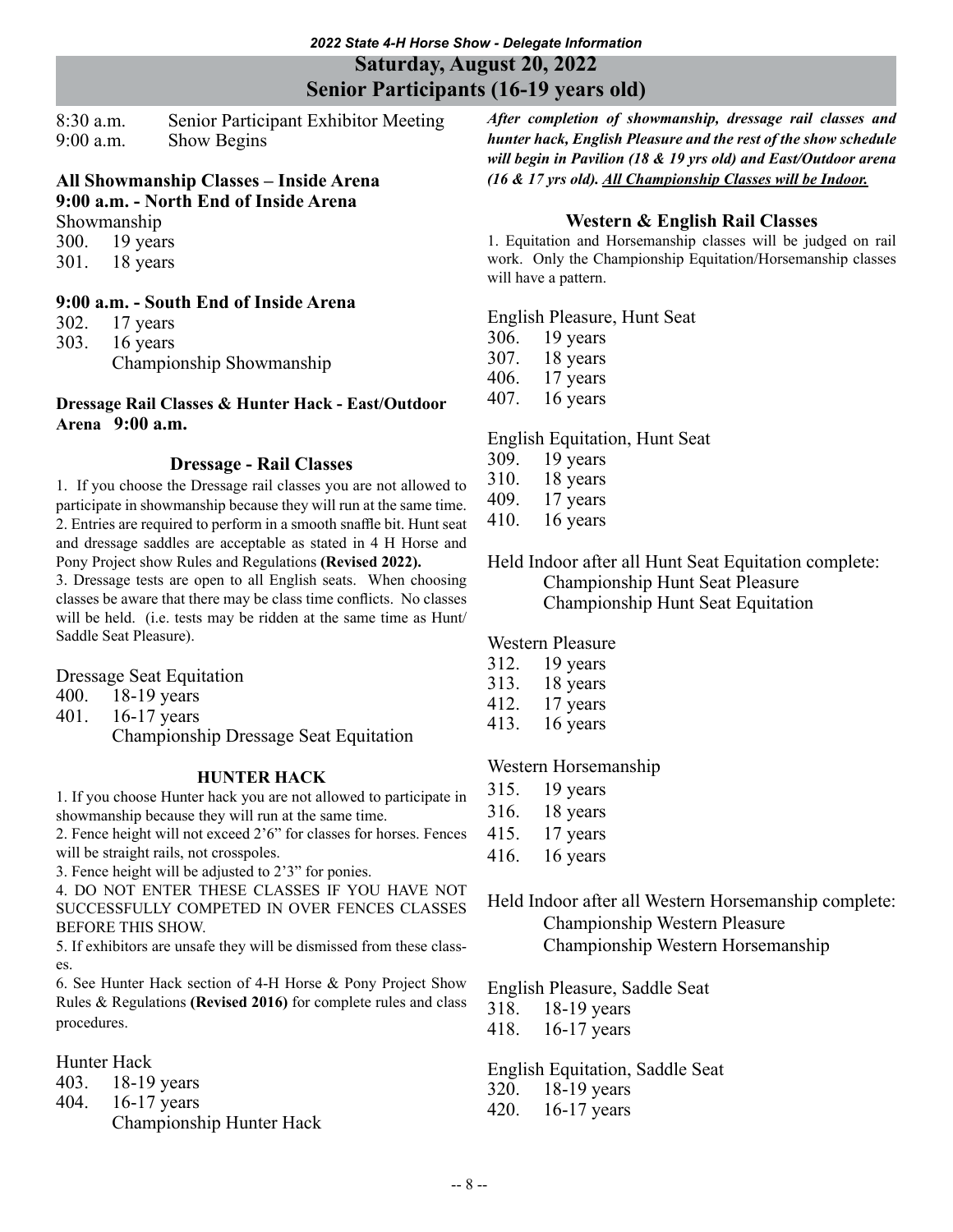## Saturday, August 20, 2022
## Senior Participants (16-19 years old)

8:30 a.m. Senior Participant Exhibitor Meeting
9:00 a.m. Show Begins

### All Showmanship Classes – Inside Arena
### 9:00 a.m. - North End of Inside Arena

Showmanship
300. 19 years
301. 18 years

### 9:00 a.m. - South End of Inside Arena

302. 17 years
303. 16 years
Championship Showmanship

**Dressage Rail Classes & Hunter Hack - East/Outdoor Arena 9:00 a.m.**

### Dressage - Rail Classes

1. If you choose the Dressage rail classes you are not allowed to participate in showmanship because they will run at the same time.
2. Entries are required to perform in a smooth snaffle bit. Hunt seat and dressage saddles are acceptable as stated in 4 H Horse and Pony Project show Rules and Regulations **(Revised 2022).**
3. Dressage tests are open to all English seats. When choosing classes be aware that there may be class time conflicts. No classes will be held. (i.e. tests may be ridden at the same time as Hunt/Saddle Seat Pleasure).

Dressage Seat Equitation
400. 18-19 years
401. 16-17 years
Championship Dressage Seat Equitation

### HUNTER HACK

1. If you choose Hunter hack you are not allowed to participate in showmanship because they will run at the same time.
2. Fence height will not exceed 2'6" for classes for horses. Fences will be straight rails, not crosspoles.
3. Fence height will be adjusted to 2'3" for ponies.
4. DO NOT ENTER THESE CLASSES IF YOU HAVE NOT SUCCESSFULLY COMPETED IN OVER FENCES CLASSES BEFORE THIS SHOW.
5. If exhibitors are unsafe they will be dismissed from these classes.
6. See Hunter Hack section of 4-H Horse & Pony Project Show Rules & Regulations **(Revised 2016)** for complete rules and class procedures.

Hunter Hack
403. 18-19 years
404. 16-17 years
Championship Hunter Hack

***After completion of showmanship, dressage rail classes and hunter hack, English Pleasure and the rest of the show schedule will begin in Pavilion (18 & 19 yrs old) and East/Outdoor arena (16 & 17 yrs old). All Championship Classes will be Indoor.***

### Western & English Rail Classes

1. Equitation and Horsemanship classes will be judged on rail work. Only the Championship Equitation/Horsemanship classes will have a pattern.

English Pleasure, Hunt Seat
306. 19 years
307. 18 years
406. 17 years
407. 16 years

English Equitation, Hunt Seat
309. 19 years
310. 18 years
409. 17 years
410. 16 years

Held Indoor after all Hunt Seat Equitation complete:
Championship Hunt Seat Pleasure
Championship Hunt Seat Equitation

Western Pleasure
312. 19 years
313. 18 years
412. 17 years
413. 16 years

Western Horsemanship
315. 19 years
316. 18 years
415. 17 years
416. 16 years

Held Indoor after all Western Horsemanship complete:
Championship Western Pleasure
Championship Western Horsemanship

English Pleasure, Saddle Seat
318. 18-19 years
418. 16-17 years

English Equitation, Saddle Seat
320. 18-19 years
420. 16-17 years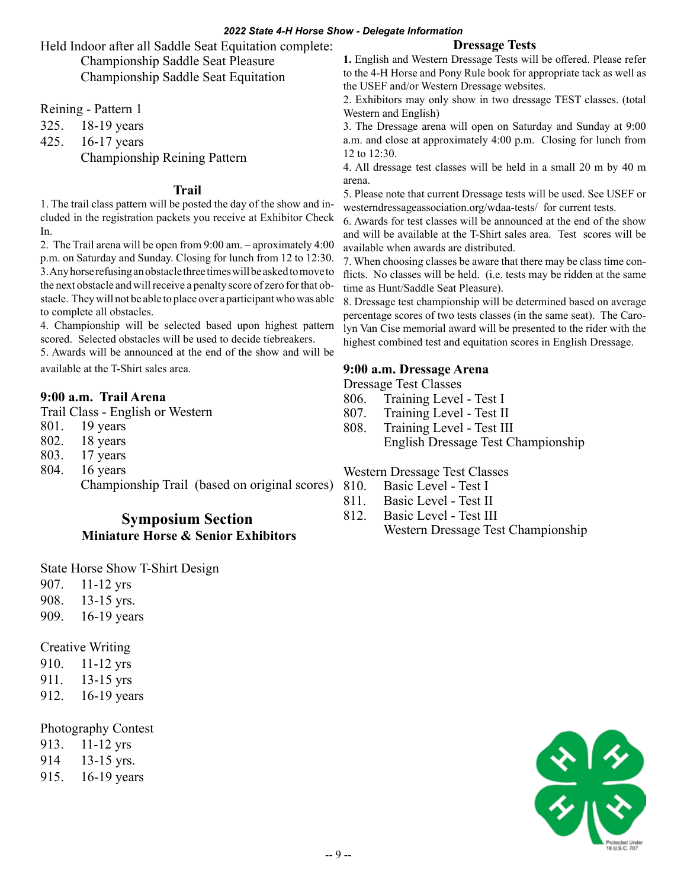Held Indoor after all Saddle Seat Equitation complete:

Championship Saddle Seat Pleasure

Championship Saddle Seat Equitation

Reining - Pattern 1

325. 18-19 years

425. 16-17 years

Championship Reining Pattern

## Trail

1. The trail class pattern will be posted the day of the show and included in the registration packets you receive at Exhibitor Check In.
2. The Trail arena will be open from 9:00 am. – aproximately 4:00 p.m. on Saturday and Sunday. Closing for lunch from 12 to 12:30.
3. Any horse refusing an obstacle three times will be asked to move to the next obstacle and will receive a penalty score of zero for that obstacle. They will not be able to place over a participant who was able to complete all obstacles.
4. Championship will be selected based upon highest pattern scored. Selected obstacles will be used to decide tiebreakers.
5. Awards will be announced at the end of the show and will be available at the T-Shirt sales area.

**9:00 a.m. Trail Arena**

Trail Class - English or Western

801. 19 years

802. 18 years

803. 17 years

804. 16 years

Championship Trail (based on original scores)

## Symposium Section

### Miniature Horse & Senior Exhibitors

State Horse Show T-Shirt Design

907. 11-12 yrs

908. 13-15 yrs.

909. 16-19 years

Creative Writing

910. 11-12 yrs

911. 13-15 yrs

912. 16-19 years

Photography Contest

913. 11-12 yrs

914 13-15 yrs.

915. 16-19 years

## Dressage Tests

**1.** English and Western Dressage Tests will be offered. Please refer to the 4-H Horse and Pony Rule book for appropriate tack as well as the USEF and/or Western Dressage websites.

2. Exhibitors may only show in two dressage TEST classes. (total Western and English)

3. The Dressage arena will open on Saturday and Sunday at 9:00 a.m. and close at approximately 4:00 p.m. Closing for lunch from 12 to 12:30.

4. All dressage test classes will be held in a small 20 m by 40 m arena.

5. Please note that current Dressage tests will be used. See USEF or westerndressageassociation.org/wdaa-tests/ for current tests.

6. Awards for test classes will be announced at the end of the show and will be available at the T-Shirt sales area. Test scores will be available when awards are distributed.

7. When choosing classes be aware that there may be class time conflicts. No classes will be held. (i.e. tests may be ridden at the same time as Hunt/Saddle Seat Pleasure).

8. Dressage test championship will be determined based on average percentage scores of two tests classes (in the same seat). The Carolyn Van Cise memorial award will be presented to the rider with the highest combined test and equitation scores in English Dressage.

**9:00 a.m. Dressage Arena**

Dressage Test Classes

806. Training Level - Test I

807. Training Level - Test II

808. Training Level - Test III

English Dressage Test Championship

Western Dressage Test Classes

810. Basic Level - Test I

811. Basic Level - Test II

812. Basic Level - Test III

Western Dressage Test Championship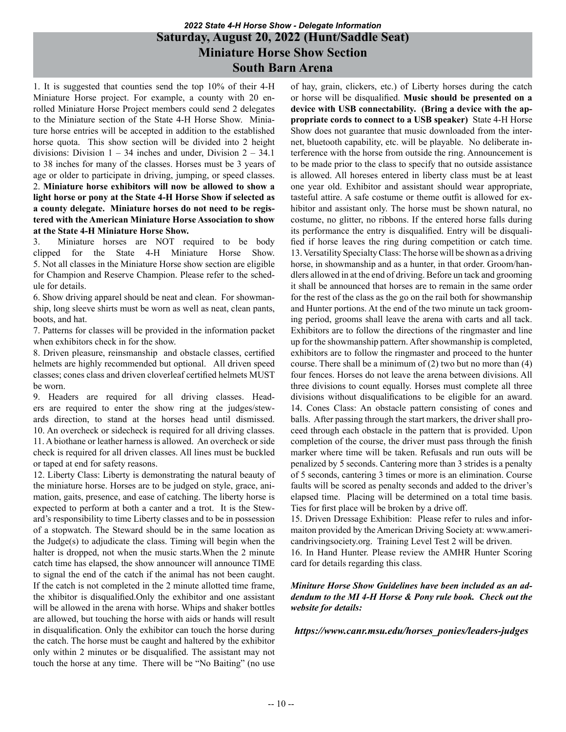*2022 State 4-H Horse Show - Delegate Information*

# Saturday, August 20, 2022 (Hunt/Saddle Seat)
# Miniature Horse Show Section
# South Barn Arena

1. It is suggested that counties send the top 10% of their 4-H Miniature Horse project. For example, a county with 20 enrolled Miniature Horse Project members could send 2 delegates to the Miniature section of the State 4-H Horse Show. Miniature horse entries will be accepted in addition to the established horse quota. This show section will be divided into 2 height divisions: Division 1 – 34 inches and under, Division 2 – 34.1 to 38 inches for many of the classes. Horses must be 3 years of age or older to participate in driving, jumping, or speed classes.

2. **Miniature horse exhibitors will now be allowed to show a light horse or pony at the State 4-H Horse Show if selected as a county delegate. Miniature horses do not need to be registered with the American Miniature Horse Association to show at the State 4-H Miniature Horse Show.**

3. Miniature horses are NOT required to be body clipped for the State 4-H Miniature Horse Show.

5. Not all classes in the Miniature Horse show section are eligible for Champion and Reserve Champion. Please refer to the schedule for details.

6. Show driving apparel should be neat and clean. For showmanship, long sleeve shirts must be worn as well as neat, clean pants, boots, and hat.

7. Patterns for classes will be provided in the information packet when exhibitors check in for the show.

8. Driven pleasure, reinsmanship and obstacle classes, certified helmets are highly recommended but optional. All driven speed classes; cones class and driven cloverleaf certified helmets MUST be worn.

9. Headers are required for all driving classes. Headers are required to enter the show ring at the judges/stewards direction, to stand at the horses head until dismissed.

10. An overcheck or sidecheck is required for all driving classes.

11. A biothane or leather harness is allowed. An overcheck or side check is required for all driven classes. All lines must be buckled or taped at end for safety reasons.

12. Liberty Class: Liberty is demonstrating the natural beauty of the miniature horse. Horses are to be judged on style, grace, animation, gaits, presence, and ease of catching. The liberty horse is expected to perform at both a canter and a trot. It is the Steward's responsibility to time Liberty classes and to be in possession of a stopwatch. The Steward should be in the same location as the Judge(s) to adjudicate the class. Timing will begin when the halter is dropped, not when the music starts.When the 2 minute catch time has elapsed, the show announcer will announce TIME to signal the end of the catch if the animal has not been caught. If the catch is not completed in the 2 minute allotted time frame, the xhibitor is disqualified.Only the exhibitor and one assistant will be allowed in the arena with horse. Whips and shaker bottles are allowed, but touching the horse with aids or hands will result in disqualification. Only the exhibitor can touch the horse during the catch. The horse must be caught and haltered by the exhibitor only within 2 minutes or be disqualified. The assistant may not touch the horse at any time. There will be "No Baiting" (no use of hay, grain, clickers, etc.) of Liberty horses during the catch or horse will be disqualified. **Music should be presented on a device with USB connectability. (Bring a device with the appropriate cords to connect to a USB speaker)** State 4-H Horse Show does not guarantee that music downloaded from the internet, bluetooth capability, etc. will be playable. No deliberate interference with the horse from outside the ring. Announcement is to be made prior to the class to specify that no outside assistance is allowed. All horeses entered in liberty class must be at least one year old. Exhibitor and assistant should wear appropriate, tasteful attire. A safe costume or theme outfit is allowed for exhibitor and assistant only. The horse must be shown natural, no costume, no glitter, no ribbons. If the entered horse falls during its performance the entry is disqualified. Entry will be disqualified if horse leaves the ring during competition or catch time.

13. Versatility Specialty Class: The horse will be shown as a driving horse, in showmanship and as a hunter, in that order. Groom/handlers allowed in at the end of driving. Before un tack and grooming it shall be announced that horses are to remain in the same order for the rest of the class as the go on the rail both for showmanship and Hunter portions. At the end of the two minute un tack grooming period, grooms shall leave the arena with carts and all tack. Exhibitors are to follow the directions of the ringmaster and line up for the showmanship pattern. After showmanship is completed, exhibitors are to follow the ringmaster and proceed to the hunter course. There shall be a minimum of (2) two but no more than (4) four fences. Horses do not leave the arena between divisions. All three divisions to count equally. Horses must complete all three divisions without disqualifications to be eligible for an award.

14. Cones Class: An obstacle pattern consisting of cones and balls. After passing through the start markers, the driver shall proceed through each obstacle in the pattern that is provided. Upon completion of the course, the driver must pass through the finish marker where time will be taken. Refusals and run outs will be penalized by 5 seconds. Cantering more than 3 strides is a penalty of 5 seconds, cantering 3 times or more is an elimination. Course faults will be scored as penalty seconds and added to the driver's elapsed time. Placing will be determined on a total time basis. Ties for first place will be broken by a drive off.

15. Driven Dressage Exhibition: Please refer to rules and informaiton provided by the American Driving Society at: www.americandrivingsociety.org. Training Level Test 2 will be driven.

16. In Hand Hunter. Please review the AMHR Hunter Scoring card for details regarding this class.

***Miniture Horse Show Guidelines have been included as an addendum to the MI 4-H Horse & Pony rule book. Check out the website for details:***

***https://www.canr.msu.edu/horses_ponies/leaders-judges***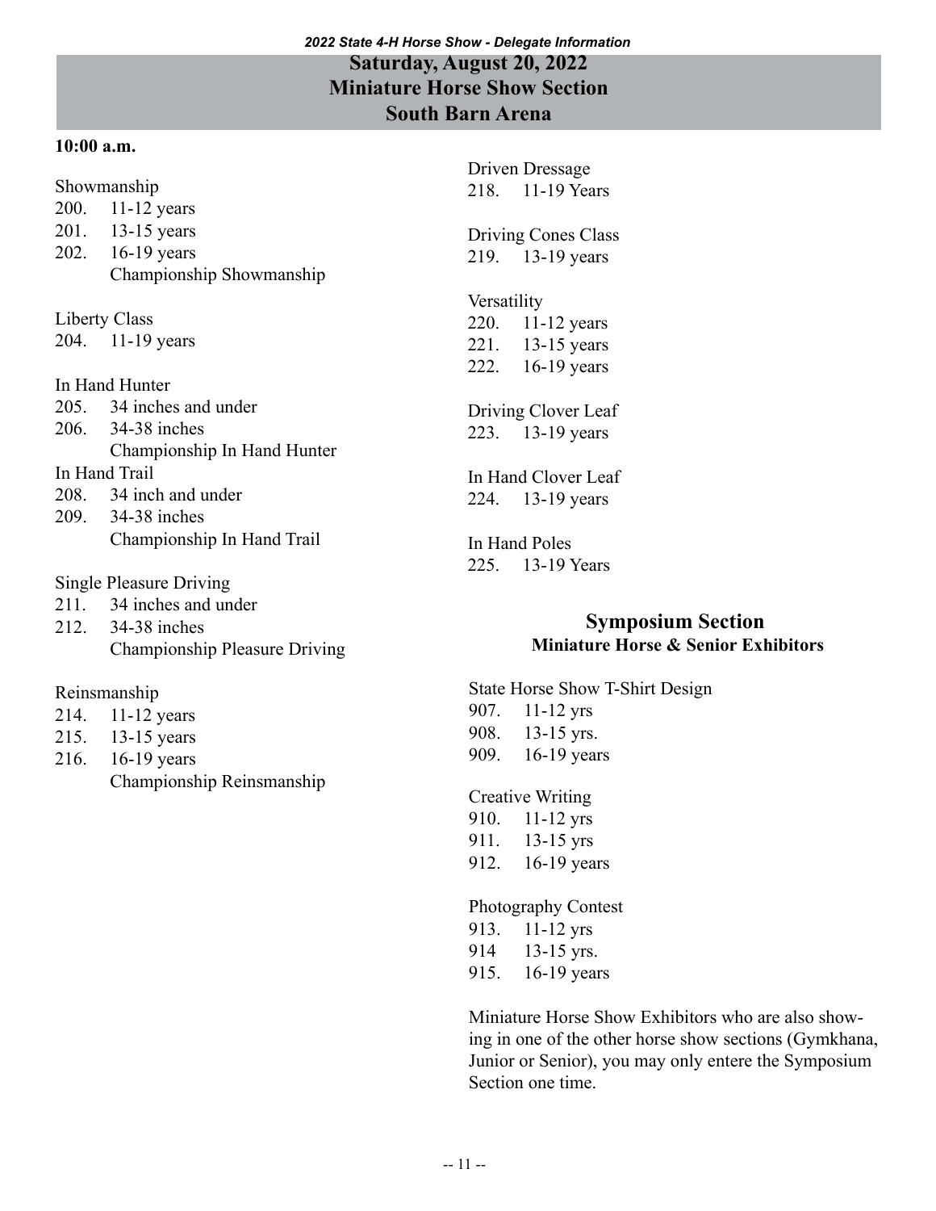## Saturday, August 20, 2022
## Miniature Horse Show Section
## South Barn Arena

**10:00 a.m.**

Showmanship
200. 11-12 years
201. 13-15 years
202. 16-19 years
Championship Showmanship

Liberty Class
204. 11-19 years

In Hand Hunter
205. 34 inches and under
206. 34-38 inches
Championship In Hand Hunter

In Hand Trail
208. 34 inch and under
209. 34-38 inches
Championship In Hand Trail

Single Pleasure Driving
211. 34 inches and under
212. 34-38 inches
Championship Pleasure Driving

Reinsmanship
214. 11-12 years
215. 13-15 years
216. 16-19 years
Championship Reinsmanship

Driven Dressage
218. 11-19 Years

Driving Cones Class
219. 13-19 years

Versatility
220. 11-12 years
221. 13-15 years
222. 16-19 years

Driving Clover Leaf
223. 13-19 years

In Hand Clover Leaf
224. 13-19 years

In Hand Poles
225. 13-19 Years

### Symposium Section
**Miniature Horse & Senior Exhibitors**

State Horse Show T-Shirt Design
907. 11-12 yrs
908. 13-15 yrs.
909. 16-19 years

Creative Writing
910. 11-12 yrs
911. 13-15 yrs
912. 16-19 years

Photography Contest
913. 11-12 yrs
914 13-15 yrs.
915. 16-19 years

Miniature Horse Show Exhibitors who are also showing in one of the other horse show sections (Gymkhana, Junior or Senior), you may only entere the Symposium Section one time.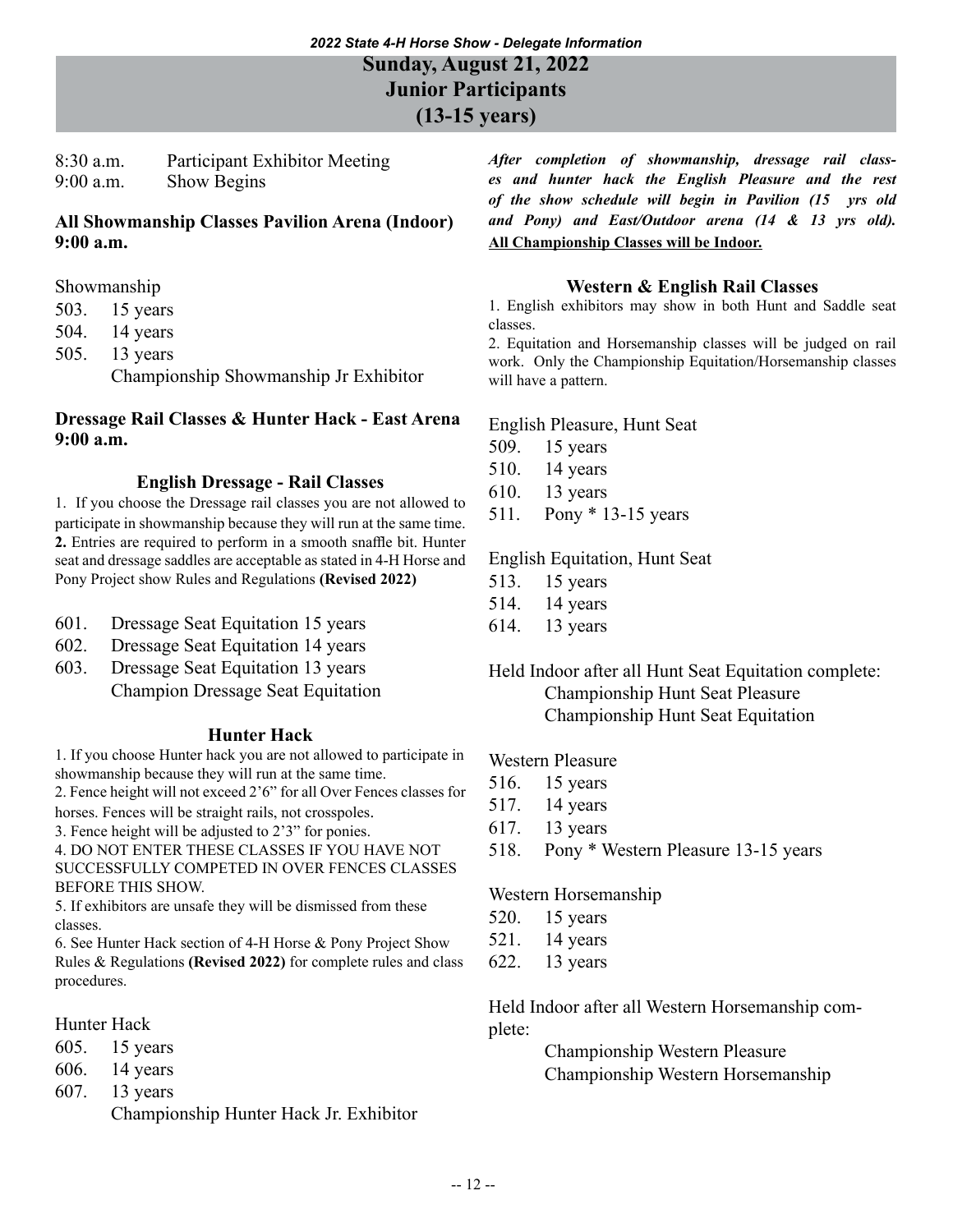# Sunday, August 21, 2022
## Junior Participants
## (13-15 years)

8:30 a.m. Participant Exhibitor Meeting
9:00 a.m. Show Begins

### All Showmanship Classes Pavilion Arena (Indoor) 9:00 a.m.

Showmanship

503. 15 years
504. 14 years
505. 13 years

Championship Showmanship Jr Exhibitor

### Dressage Rail Classes & Hunter Hack - East Arena 9:00 a.m.

#### English Dressage - Rail Classes

1. If you choose the Dressage rail classes you are not allowed to participate in showmanship because they will run at the same time.
2. Entries are required to perform in a smooth snaffle bit. Hunter seat and dressage saddles are acceptable as stated in 4-H Horse and Pony Project show Rules and Regulations **(Revised 2022)**

601. Dressage Seat Equitation 15 years
602. Dressage Seat Equitation 14 years
603. Dressage Seat Equitation 13 years

Champion Dressage Seat Equitation

#### Hunter Hack

1. If you choose Hunter hack you are not allowed to participate in showmanship because they will run at the same time.
2. Fence height will not exceed 2'6" for all Over Fences classes for horses. Fences will be straight rails, not crosspoles.
3. Fence height will be adjusted to 2'3" for ponies.
4. DO NOT ENTER THESE CLASSES IF YOU HAVE NOT SUCCESSFULLY COMPETED IN OVER FENCES CLASSES BEFORE THIS SHOW.
5. If exhibitors are unsafe they will be dismissed from these classes.
6. See Hunter Hack section of 4-H Horse & Pony Project Show Rules & Regulations **(Revised 2022)** for complete rules and class procedures.

Hunter Hack

605. 15 years
606. 14 years
607. 13 years

Championship Hunter Hack Jr. Exhibitor

***After completion of showmanship, dressage rail classes and hunter hack the English Pleasure and the rest of the show schedule will begin in Pavilion (15 yrs old and Pony) and East/Outdoor arena (14 & 13 yrs old).***
**All Championship Classes will be Indoor.**

#### Western & English Rail Classes

1. English exhibitors may show in both Hunt and Saddle seat classes.
2. Equitation and Horsemanship classes will be judged on rail work. Only the Championship Equitation/Horsemanship classes will have a pattern.

English Pleasure, Hunt Seat

509. 15 years
510. 14 years
610. 13 years
511. Pony * 13-15 years

English Equitation, Hunt Seat

513. 15 years
514. 14 years
614. 13 years

Held Indoor after all Hunt Seat Equitation complete:

Championship Hunt Seat Pleasure
Championship Hunt Seat Equitation

Western Pleasure

516. 15 years
517. 14 years
617. 13 years
518. Pony * Western Pleasure 13-15 years

Western Horsemanship

520. 15 years
521. 14 years
622. 13 years

Held Indoor after all Western Horsemanship complete:

Championship Western Pleasure
Championship Western Horsemanship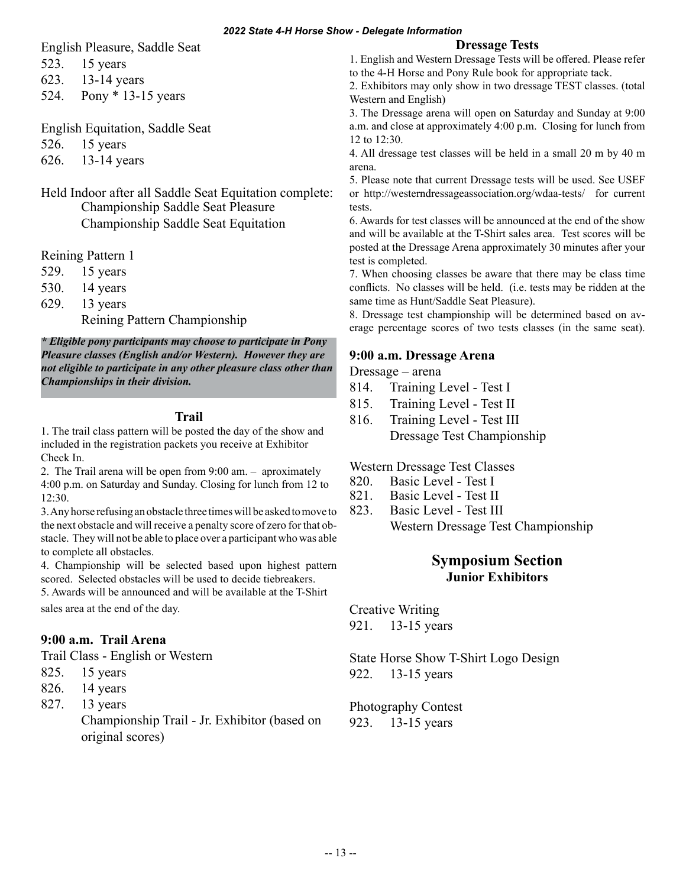English Pleasure, Saddle Seat

523. 15 years
623. 13-14 years
524. Pony * 13-15 years

English Equitation, Saddle Seat

526. 15 years
626. 13-14 years

Held Indoor after all Saddle Seat Equitation complete:
Championship Saddle Seat Pleasure
Championship Saddle Seat Equitation

Reining Pattern 1

529. 15 years
530. 14 years
629. 13 years
Reining Pattern Championship

***\* Eligible pony participants may choose to participate in Pony Pleasure classes (English and/or Western). However they are not eligible to participate in any other pleasure class other than Championships in their division.***

### Trail

1. The trail class pattern will be posted the day of the show and included in the registration packets you receive at Exhibitor Check In.
2. The Trail arena will be open from 9:00 am. – aproximately 4:00 p.m. on Saturday and Sunday. Closing for lunch from 12 to 12:30.
3. Any horse refusing an obstacle three times will be asked to move to the next obstacle and will receive a penalty score of zero for that obstacle. They will not be able to place over a participant who was able to complete all obstacles.
4. Championship will be selected based upon highest pattern scored. Selected obstacles will be used to decide tiebreakers.
5. Awards will be announced and will be available at the T-Shirt sales area at the end of the day.

### 9:00 a.m. Trail Arena

Trail Class - English or Western

825. 15 years
826. 14 years
827. 13 years
Championship Trail - Jr. Exhibitor (based on original scores)

### Dressage Tests

1. English and Western Dressage Tests will be offered. Please refer to the 4-H Horse and Pony Rule book for appropriate tack.
2. Exhibitors may only show in two dressage TEST classes. (total Western and English)
3. The Dressage arena will open on Saturday and Sunday at 9:00 a.m. and close at approximately 4:00 p.m. Closing for lunch from 12 to 12:30.
4. All dressage test classes will be held in a small 20 m by 40 m arena.
5. Please note that current Dressage tests will be used. See USEF or http://westerndressageassociation.org/wdaa-tests/ for current tests.
6. Awards for test classes will be announced at the end of the show and will be available at the T-Shirt sales area. Test scores will be posted at the Dressage Arena approximately 30 minutes after your test is completed.
7. When choosing classes be aware that there may be class time conflicts. No classes will be held. (i.e. tests may be ridden at the same time as Hunt/Saddle Seat Pleasure).
8. Dressage test championship will be determined based on average percentage scores of two tests classes (in the same seat).

### 9:00 a.m. Dressage Arena

Dressage – arena

814. Training Level - Test I
815. Training Level - Test II
816. Training Level - Test III
Dressage Test Championship

Western Dressage Test Classes

820. Basic Level - Test I
821. Basic Level - Test II
823. Basic Level - Test III
Western Dressage Test Championship

## Symposium Section
### Junior Exhibitors

Creative Writing

921. 13-15 years

State Horse Show T-Shirt Logo Design

922. 13-15 years

Photography Contest

923. 13-15 years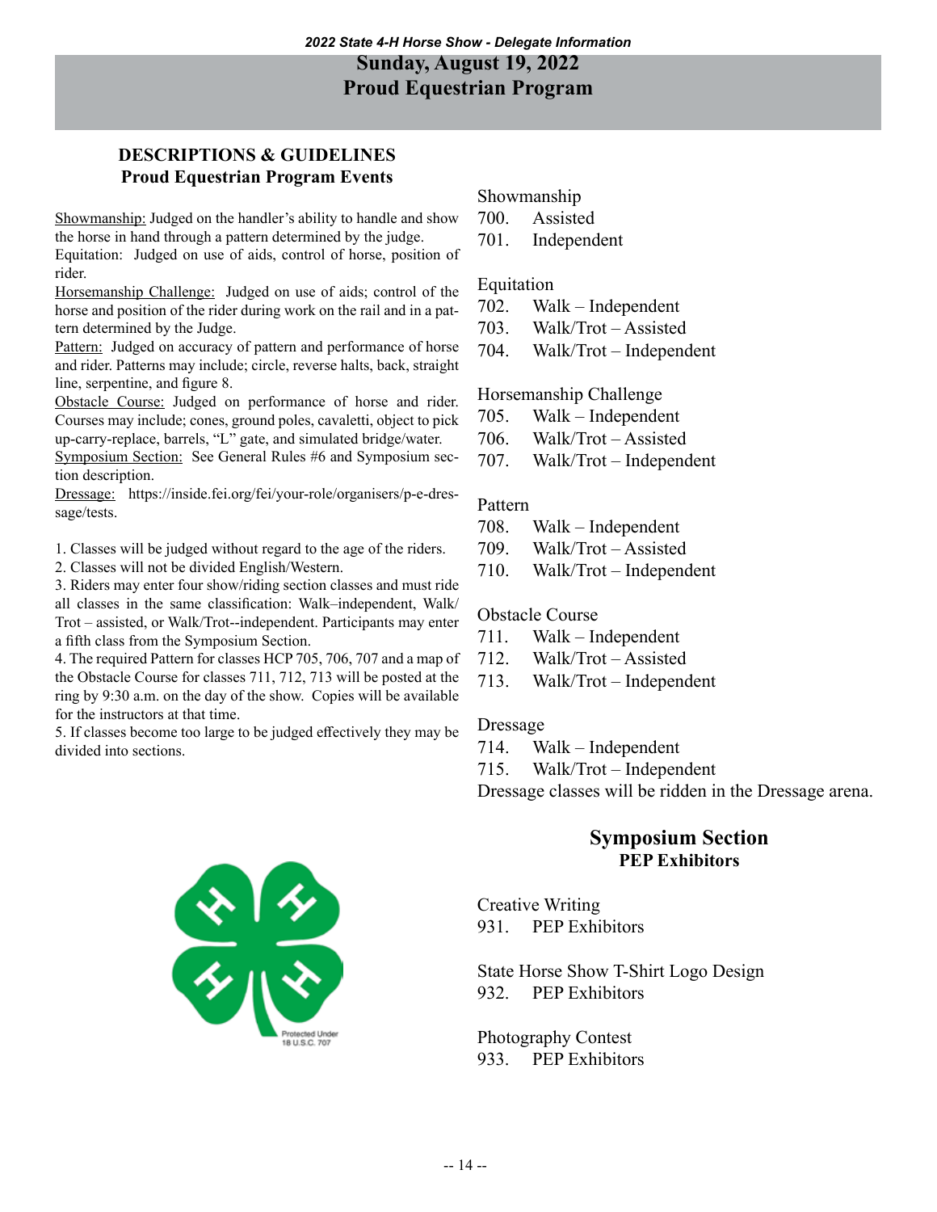# Sunday, August 19, 2022
# Proud Equestrian Program

## DESCRIPTIONS & GUIDELINES
### Proud Equestrian Program Events

Showmanship: Judged on the handler's ability to handle and show the horse in hand through a pattern determined by the judge.
Equitation: Judged on use of aids, control of horse, position of rider.
Horsemanship Challenge: Judged on use of aids; control of the horse and position of the rider during work on the rail and in a pattern determined by the Judge.
Pattern: Judged on accuracy of pattern and performance of horse and rider. Patterns may include; circle, reverse halts, back, straight line, serpentine, and figure 8.
Obstacle Course: Judged on performance of horse and rider. Courses may include; cones, ground poles, cavaletti, object to pick up-carry-replace, barrels, "L" gate, and simulated bridge/water.
Symposium Section: See General Rules #6 and Symposium section description.
Dressage: https://inside.fei.org/fei/your-role/organisers/p-e-dressage/tests.

1. Classes will be judged without regard to the age of the riders.
2. Classes will not be divided English/Western.
3. Riders may enter four show/riding section classes and must ride all classes in the same classification: Walk–independent, Walk/Trot – assisted, or Walk/Trot--independent. Participants may enter a fifth class from the Symposium Section.
4. The required Pattern for classes HCP 705, 706, 707 and a map of the Obstacle Course for classes 711, 712, 713 will be posted at the ring by 9:30 a.m. on the day of the show. Copies will be available for the instructors at that time.
5. If classes become too large to be judged effectively they may be divided into sections.

Showmanship
700. Assisted
701. Independent

Equitation
702. Walk – Independent
703. Walk/Trot – Assisted
704. Walk/Trot – Independent

Horsemanship Challenge
705. Walk – Independent
706. Walk/Trot – Assisted
707. Walk/Trot – Independent

Pattern
708. Walk – Independent
709. Walk/Trot – Assisted
710. Walk/Trot – Independent

Obstacle Course
711. Walk – Independent
712. Walk/Trot – Assisted
713. Walk/Trot – Independent

Dressage
714. Walk – Independent
715. Walk/Trot – Independent
Dressage classes will be ridden in the Dressage arena.

## Symposium Section
### PEP Exhibitors

Creative Writing
931. PEP Exhibitors

State Horse Show T-Shirt Logo Design
932. PEP Exhibitors

Photography Contest
933. PEP Exhibitors

Protected Under 18 U.S.C. 707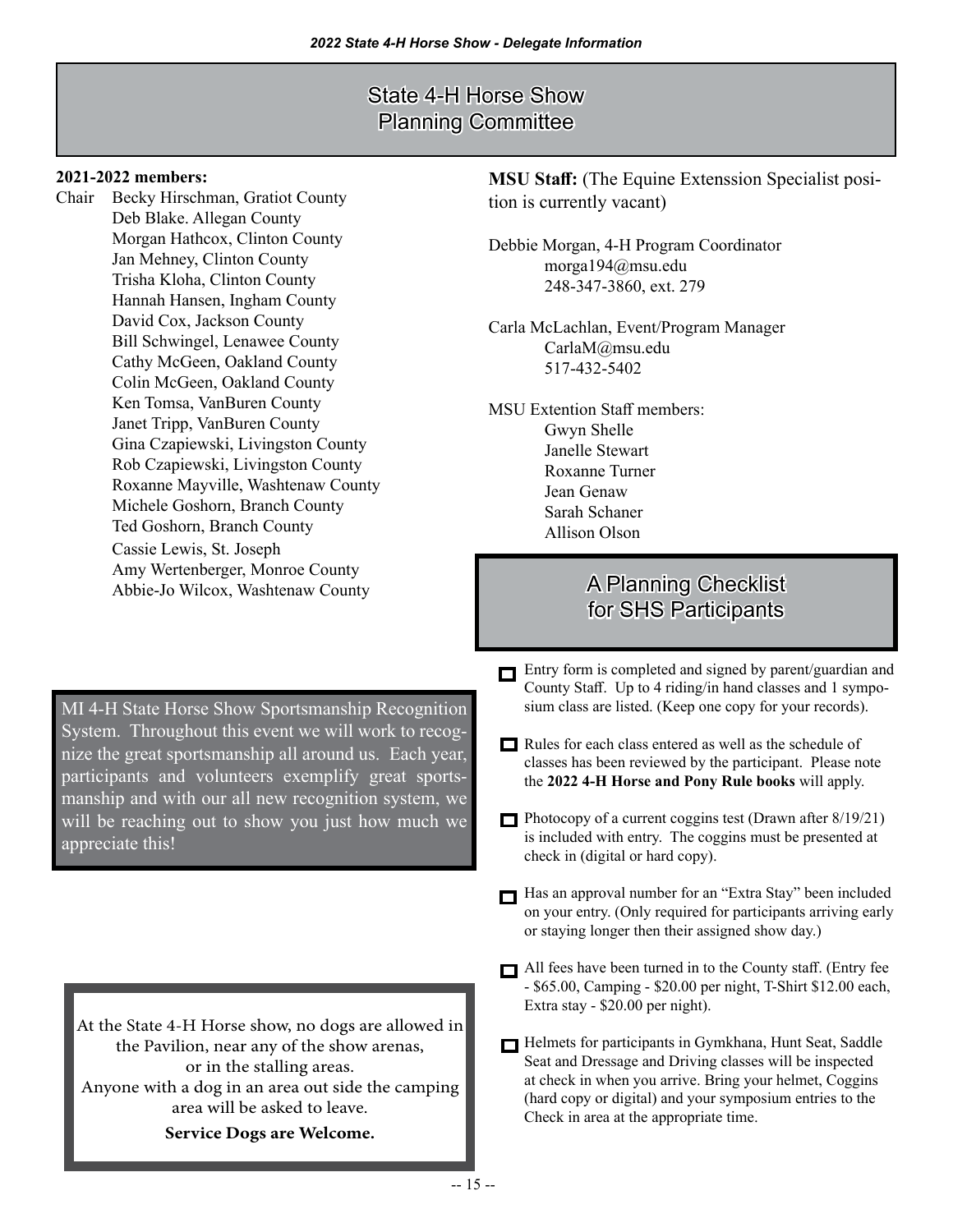## State 4-H Horse Show Planning Committee

**2021-2022 members:**

Chair Becky Hirschman, Gratiot County
Deb Blake. Allegan County
Morgan Hathcox, Clinton County
Jan Mehney, Clinton County
Trisha Kloha, Clinton County
Hannah Hansen, Ingham County
David Cox, Jackson County
Bill Schwingel, Lenawee County
Cathy McGeen, Oakland County
Colin McGeen, Oakland County
Ken Tomsa, VanBuren County
Janet Tripp, VanBuren County
Gina Czapiewski, Livingston County
Rob Czapiewski, Livingston County
Roxanne Mayville, Washtenaw County
Michele Goshorn, Branch County
Ted Goshorn, Branch County
Cassie Lewis, St. Joseph
Amy Wertenberger, Monroe County
Abbie-Jo Wilcox, Washtenaw County

MI 4-H State Horse Show Sportsmanship Recognition System. Throughout this event we will work to recognize the great sportsmanship all around us. Each year, participants and volunteers exemplify great sportsmanship and with our all new recognition system, we will be reaching out to show you just how much we appreciate this!

At the State 4-H Horse show, no dogs are allowed in the Pavilion, near any of the show arenas, or in the stalling areas.
Anyone with a dog in an area out side the camping area will be asked to leave.

**Service Dogs are Welcome.**

**MSU Staff:** (The Equine Extenssion Specialist position is currently vacant)

Debbie Morgan, 4-H Program Coordinator
morga194@msu.edu
248-347-3860, ext. 279

Carla McLachlan, Event/Program Manager
CarlaM@msu.edu
517-432-5402

MSU Extention Staff members:
Gwyn Shelle
Janelle Stewart
Roxanne Turner
Jean Genaw
Sarah Schaner
Allison Olson

## A Planning Checklist for SHS Participants

- ☐ Entry form is completed and signed by parent/guardian and County Staff. Up to 4 riding/in hand classes and 1 symposium class are listed. (Keep one copy for your records).
- ☐ Rules for each class entered as well as the schedule of classes has been reviewed by the participant. Please note the **2022 4-H Horse and Pony Rule books** will apply.
- ☐ Photocopy of a current coggins test (Drawn after 8/19/21) is included with entry. The coggins must be presented at check in (digital or hard copy).
- ☐ Has an approval number for an "Extra Stay" been included on your entry. (Only required for participants arriving early or staying longer then their assigned show day.)
- ☐ All fees have been turned in to the County staff. (Entry fee - $65.00, Camping - $20.00 per night, T-Shirt $12.00 each, Extra stay - $20.00 per night).
- ☐ Helmets for participants in Gymkhana, Hunt Seat, Saddle Seat and Dressage and Driving classes will be inspected at check in when you arrive. Bring your helmet, Coggins (hard copy or digital) and your symposium entries to the Check in area at the appropriate time.